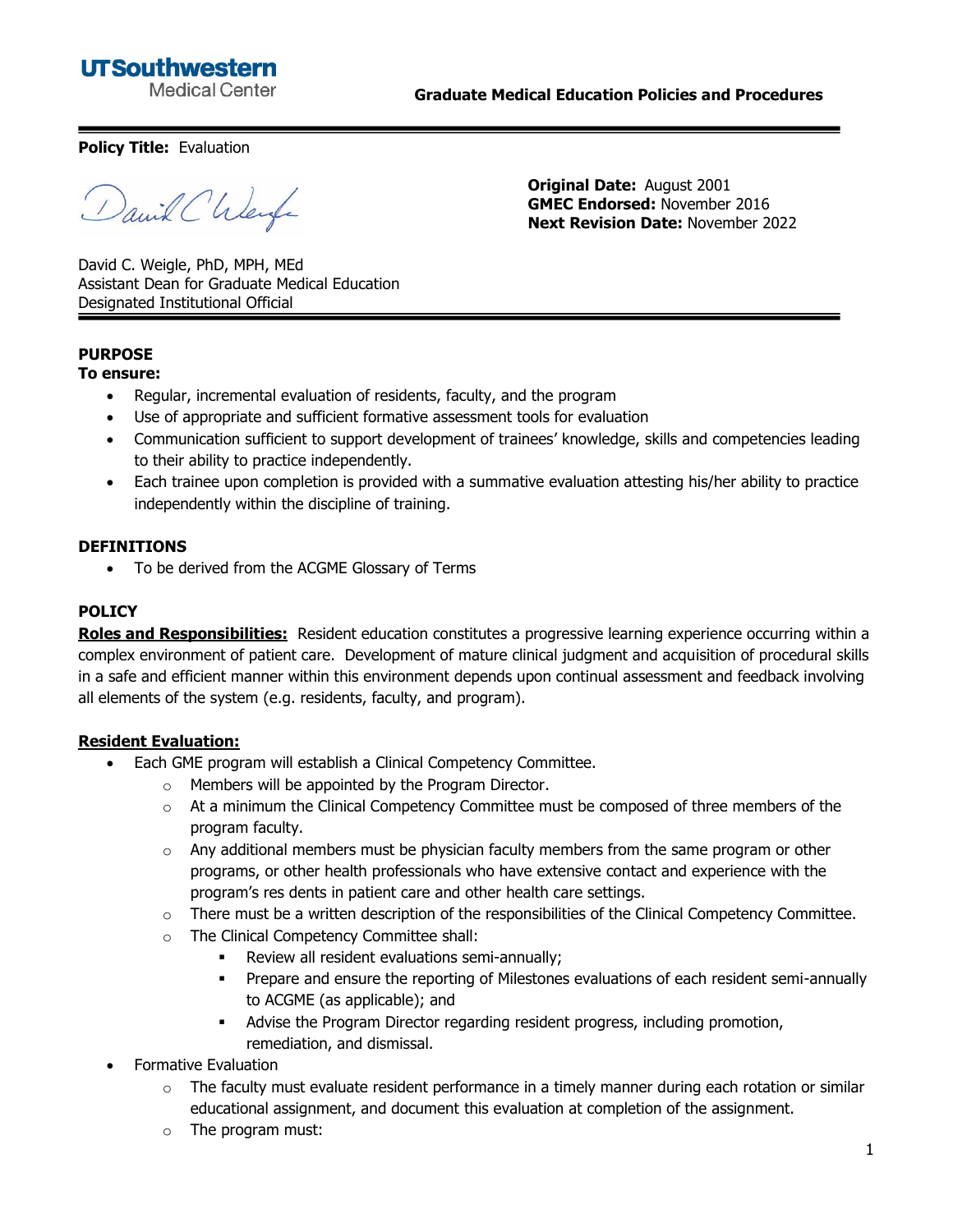**UT Southwestern Medical Center**

**Graduate Medical Education Policies and Procedures**

**Policy Title:** Evaluation

David C. Weigle, PhD, MPH, MEd
Assistant Dean for Graduate Medical Education
Designated Institutional Official

**Original Date:** August 2001
**GMEC Endorsed:** November 2016
**Next Revision Date:** November 2022

## PURPOSE

**To ensure:**

- Regular, incremental evaluation of residents, faculty, and the program
- Use of appropriate and sufficient formative assessment tools for evaluation
- Communication sufficient to support development of trainees' knowledge, skills and competencies leading to their ability to practice independently.
- Each trainee upon completion is provided with a summative evaluation attesting his/her ability to practice independently within the discipline of training.

## DEFINITIONS

- To be derived from the ACGME Glossary of Terms

## POLICY

**Roles and Responsibilities:** Resident education constitutes a progressive learning experience occurring within a complex environment of patient care. Development of mature clinical judgment and acquisition of procedural skills in a safe and efficient manner within this environment depends upon continual assessment and feedback involving all elements of the system (e.g. residents, faculty, and program).

**Resident Evaluation:**

- Each GME program will establish a Clinical Competency Committee.
  - Members will be appointed by the Program Director.
  - At a minimum the Clinical Competency Committee must be composed of three members of the program faculty.
  - Any additional members must be physician faculty members from the same program or other programs, or other health professionals who have extensive contact and experience with the program's res dents in patient care and other health care settings.
  - There must be a written description of the responsibilities of the Clinical Competency Committee.
  - The Clinical Competency Committee shall:
    - Review all resident evaluations semi-annually;
    - Prepare and ensure the reporting of Milestones evaluations of each resident semi-annually to ACGME (as applicable); and
    - Advise the Program Director regarding resident progress, including promotion, remediation, and dismissal.
- Formative Evaluation
  - The faculty must evaluate resident performance in a timely manner during each rotation or similar educational assignment, and document this evaluation at completion of the assignment.
  - The program must: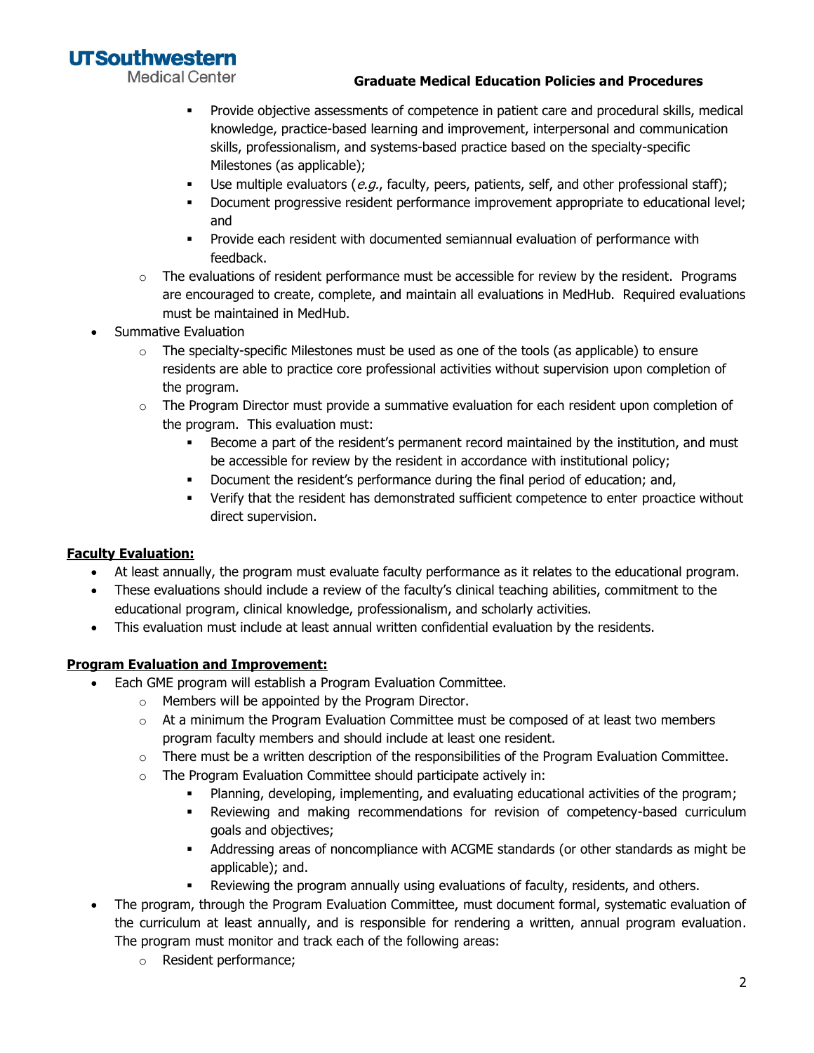- Provide objective assessments of competence in patient care and procedural skills, medical knowledge, practice-based learning and improvement, interpersonal and communication skills, professionalism, and systems-based practice based on the specialty-specific Milestones (as applicable);
    - Use multiple evaluators (*e.g.*, faculty, peers, patients, self, and other professional staff);
    - Document progressive resident performance improvement appropriate to educational level; and
    - Provide each resident with documented semiannual evaluation of performance with feedback.
  - The evaluations of resident performance must be accessible for review by the resident. Programs are encouraged to create, complete, and maintain all evaluations in MedHub. Required evaluations must be maintained in MedHub.
- Summative Evaluation
  - The specialty-specific Milestones must be used as one of the tools (as applicable) to ensure residents are able to practice core professional activities without supervision upon completion of the program.
  - The Program Director must provide a summative evaluation for each resident upon completion of the program. This evaluation must:
    - Become a part of the resident's permanent record maintained by the institution, and must be accessible for review by the resident in accordance with institutional policy;
    - Document the resident's performance during the final period of education; and,
    - Verify that the resident has demonstrated sufficient competence to enter proactice without direct supervision.

**Faculty Evaluation:**

- At least annually, the program must evaluate faculty performance as it relates to the educational program.
- These evaluations should include a review of the faculty's clinical teaching abilities, commitment to the educational program, clinical knowledge, professionalism, and scholarly activities.
- This evaluation must include at least annual written confidential evaluation by the residents.

**Program Evaluation and Improvement:**

- Each GME program will establish a Program Evaluation Committee.
  - Members will be appointed by the Program Director.
  - At a minimum the Program Evaluation Committee must be composed of at least two members program faculty members and should include at least one resident.
  - There must be a written description of the responsibilities of the Program Evaluation Committee.
  - The Program Evaluation Committee should participate actively in:
    - Planning, developing, implementing, and evaluating educational activities of the program;
    - Reviewing and making recommendations for revision of competency-based curriculum goals and objectives;
    - Addressing areas of noncompliance with ACGME standards (or other standards as might be applicable); and.
    - Reviewing the program annually using evaluations of faculty, residents, and others.
- The program, through the Program Evaluation Committee, must document formal, systematic evaluation of the curriculum at least annually, and is responsible for rendering a written, annual program evaluation. The program must monitor and track each of the following areas:
  - Resident performance;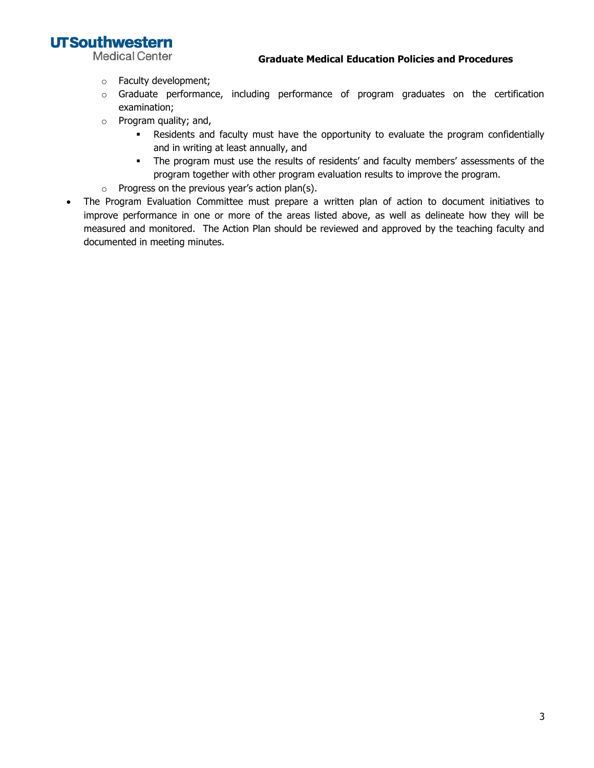- Faculty development;
    - Graduate performance, including performance of program graduates on the certification examination;
    - Program quality; and,
        - Residents and faculty must have the opportunity to evaluate the program confidentially and in writing at least annually, and
        - The program must use the results of residents' and faculty members' assessments of the program together with other program evaluation results to improve the program.
    - Progress on the previous year's action plan(s).
- The Program Evaluation Committee must prepare a written plan of action to document initiatives to improve performance in one or more of the areas listed above, as well as delineate how they will be measured and monitored. The Action Plan should be reviewed and approved by the teaching faculty and documented in meeting minutes.